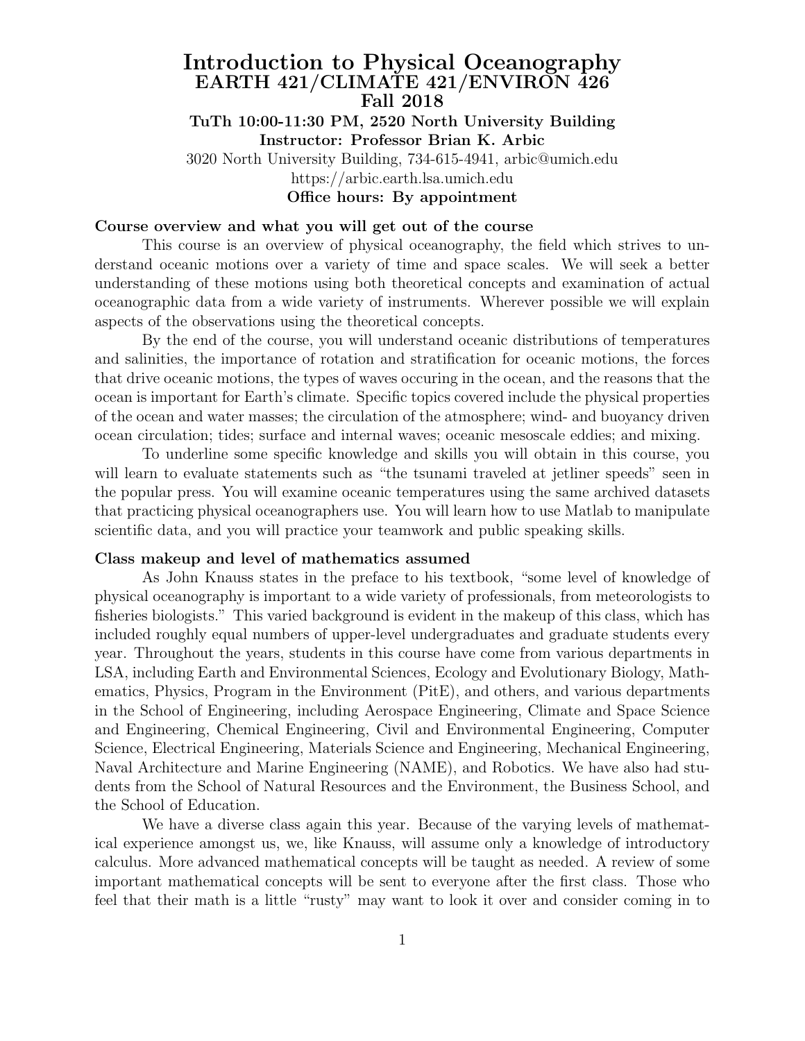# Introduction to Physical Oceanography

## EARTH 421/CLIMATE 421/ENVIRON 426

## Fall 2018

**TuTh 10:00-11:30 PM, 2520 North University Building**

**Instructor: Professor Brian K. Arbic**

3020 North University Building, 734-615-4941, arbic@umich.edu

https://arbic.earth.lsa.umich.edu

**Office hours: By appointment**

### Course overview and what you will get out of the course

This course is an overview of physical oceanography, the field which strives to understand oceanic motions over a variety of time and space scales. We will seek a better understanding of these motions using both theoretical concepts and examination of actual oceanographic data from a wide variety of instruments. Wherever possible we will explain aspects of the observations using the theoretical concepts.

By the end of the course, you will understand oceanic distributions of temperatures and salinities, the importance of rotation and stratification for oceanic motions, the forces that drive oceanic motions, the types of waves occuring in the ocean, and the reasons that the ocean is important for Earth's climate. Specific topics covered include the physical properties of the ocean and water masses; the circulation of the atmosphere; wind- and buoyancy driven ocean circulation; tides; surface and internal waves; oceanic mesoscale eddies; and mixing.

To underline some specific knowledge and skills you will obtain in this course, you will learn to evaluate statements such as "the tsunami traveled at jetliner speeds" seen in the popular press. You will examine oceanic temperatures using the same archived datasets that practicing physical oceanographers use. You will learn how to use Matlab to manipulate scientific data, and you will practice your teamwork and public speaking skills.

### Class makeup and level of mathematics assumed

As John Knauss states in the preface to his textbook, "some level of knowledge of physical oceanography is important to a wide variety of professionals, from meteorologists to fisheries biologists." This varied background is evident in the makeup of this class, which has included roughly equal numbers of upper-level undergraduates and graduate students every year. Throughout the years, students in this course have come from various departments in LSA, including Earth and Environmental Sciences, Ecology and Evolutionary Biology, Mathematics, Physics, Program in the Environment (PitE), and others, and various departments in the School of Engineering, including Aerospace Engineering, Climate and Space Science and Engineering, Chemical Engineering, Civil and Environmental Engineering, Computer Science, Electrical Engineering, Materials Science and Engineering, Mechanical Engineering, Naval Architecture and Marine Engineering (NAME), and Robotics. We have also had students from the School of Natural Resources and the Environment, the Business School, and the School of Education.

We have a diverse class again this year. Because of the varying levels of mathematical experience amongst us, we, like Knauss, will assume only a knowledge of introductory calculus. More advanced mathematical concepts will be taught as needed. A review of some important mathematical concepts will be sent to everyone after the first class. Those who feel that their math is a little "rusty" may want to look it over and consider coming in to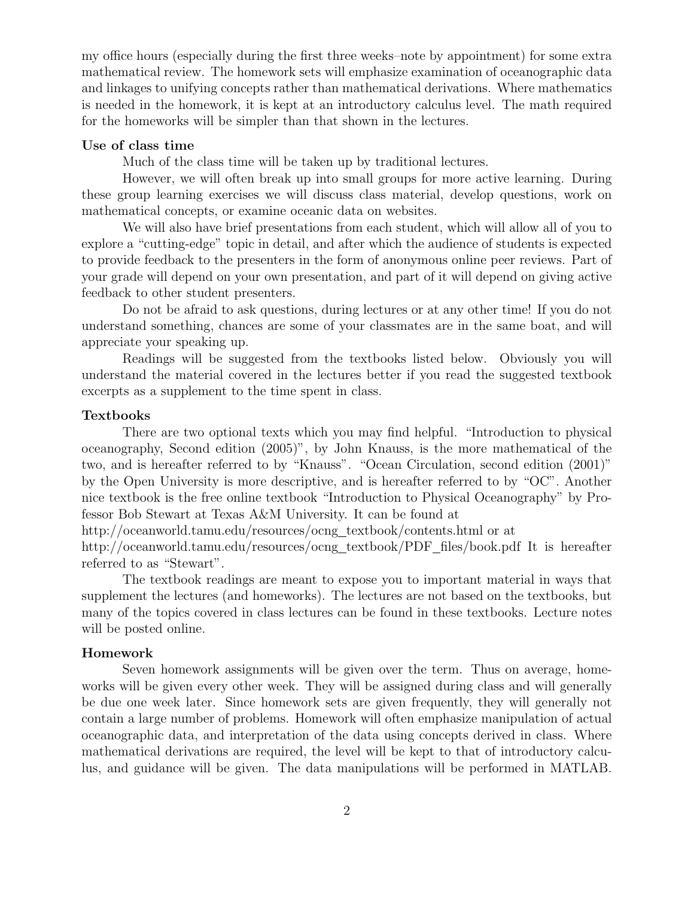my office hours (especially during the first three weeks–note by appointment) for some extra mathematical review. The homework sets will emphasize examination of oceanographic data and linkages to unifying concepts rather than mathematical derivations. Where mathematics is needed in the homework, it is kept at an introductory calculus level. The math required for the homeworks will be simpler than that shown in the lectures.

**Use of class time**

Much of the class time will be taken up by traditional lectures.

However, we will often break up into small groups for more active learning. During these group learning exercises we will discuss class material, develop questions, work on mathematical concepts, or examine oceanic data on websites.

We will also have brief presentations from each student, which will allow all of you to explore a "cutting-edge" topic in detail, and after which the audience of students is expected to provide feedback to the presenters in the form of anonymous online peer reviews. Part of your grade will depend on your own presentation, and part of it will depend on giving active feedback to other student presenters.

Do not be afraid to ask questions, during lectures or at any other time! If you do not understand something, chances are some of your classmates are in the same boat, and will appreciate your speaking up.

Readings will be suggested from the textbooks listed below. Obviously you will understand the material covered in the lectures better if you read the suggested textbook excerpts as a supplement to the time spent in class.

**Textbooks**

There are two optional texts which you may find helpful. "Introduction to physical oceanography, Second edition (2005)", by John Knauss, is the more mathematical of the two, and is hereafter referred to by "Knauss". "Ocean Circulation, second edition (2001)" by the Open University is more descriptive, and is hereafter referred to by "OC". Another nice textbook is the free online textbook "Introduction to Physical Oceanography" by Professor Bob Stewart at Texas A&M University. It can be found at
http://oceanworld.tamu.edu/resources/ocng_textbook/contents.html or at
http://oceanworld.tamu.edu/resources/ocng_textbook/PDF_files/book.pdf It is hereafter referred to as "Stewart".

The textbook readings are meant to expose you to important material in ways that supplement the lectures (and homeworks). The lectures are not based on the textbooks, but many of the topics covered in class lectures can be found in these textbooks. Lecture notes will be posted online.

**Homework**

Seven homework assignments will be given over the term. Thus on average, homeworks will be given every other week. They will be assigned during class and will generally be due one week later. Since homework sets are given frequently, they will generally not contain a large number of problems. Homework will often emphasize manipulation of actual oceanographic data, and interpretation of the data using concepts derived in class. Where mathematical derivations are required, the level will be kept to that of introductory calculus, and guidance will be given. The data manipulations will be performed in MATLAB.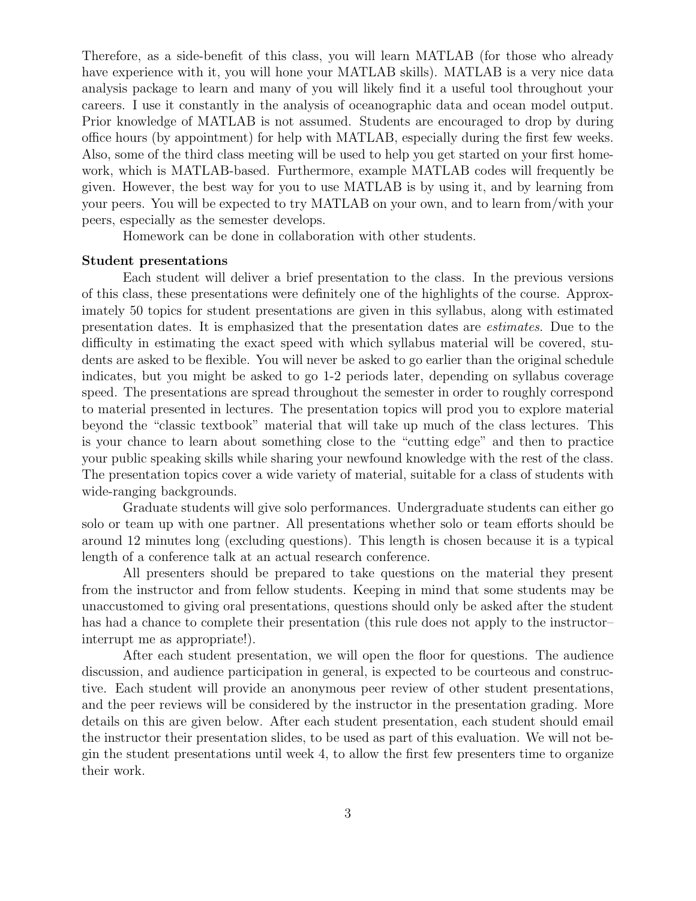Therefore, as a side-benefit of this class, you will learn MATLAB (for those who already have experience with it, you will hone your MATLAB skills). MATLAB is a very nice data analysis package to learn and many of you will likely find it a useful tool throughout your careers. I use it constantly in the analysis of oceanographic data and ocean model output. Prior knowledge of MATLAB is not assumed. Students are encouraged to drop by during office hours (by appointment) for help with MATLAB, especially during the first few weeks. Also, some of the third class meeting will be used to help you get started on your first homework, which is MATLAB-based. Furthermore, example MATLAB codes will frequently be given. However, the best way for you to use MATLAB is by using it, and by learning from your peers. You will be expected to try MATLAB on your own, and to learn from/with your peers, especially as the semester develops.

Homework can be done in collaboration with other students.

**Student presentations**

Each student will deliver a brief presentation to the class. In the previous versions of this class, these presentations were definitely one of the highlights of the course. Approximately 50 topics for student presentations are given in this syllabus, along with estimated presentation dates. It is emphasized that the presentation dates are *estimates*. Due to the difficulty in estimating the exact speed with which syllabus material will be covered, students are asked to be flexible. You will never be asked to go earlier than the original schedule indicates, but you might be asked to go 1-2 periods later, depending on syllabus coverage speed. The presentations are spread throughout the semester in order to roughly correspond to material presented in lectures. The presentation topics will prod you to explore material beyond the "classic textbook" material that will take up much of the class lectures. This is your chance to learn about something close to the "cutting edge" and then to practice your public speaking skills while sharing your newfound knowledge with the rest of the class. The presentation topics cover a wide variety of material, suitable for a class of students with wide-ranging backgrounds.

Graduate students will give solo performances. Undergraduate students can either go solo or team up with one partner. All presentations whether solo or team efforts should be around 12 minutes long (excluding questions). This length is chosen because it is a typical length of a conference talk at an actual research conference.

All presenters should be prepared to take questions on the material they present from the instructor and from fellow students. Keeping in mind that some students may be unaccustomed to giving oral presentations, questions should only be asked after the student has had a chance to complete their presentation (this rule does not apply to the instructor–interrupt me as appropriate!).

After each student presentation, we will open the floor for questions. The audience discussion, and audience participation in general, is expected to be courteous and constructive. Each student will provide an anonymous peer review of other student presentations, and the peer reviews will be considered by the instructor in the presentation grading. More details on this are given below. After each student presentation, each student should email the instructor their presentation slides, to be used as part of this evaluation. We will not begin the student presentations until week 4, to allow the first few presenters time to organize their work.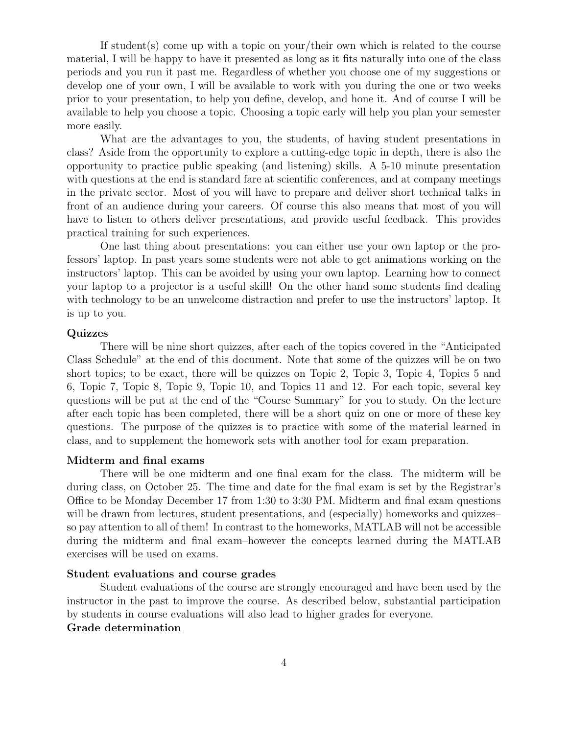If student(s) come up with a topic on your/their own which is related to the course material, I will be happy to have it presented as long as it fits naturally into one of the class periods and you run it past me. Regardless of whether you choose one of my suggestions or develop one of your own, I will be available to work with you during the one or two weeks prior to your presentation, to help you define, develop, and hone it. And of course I will be available to help you choose a topic. Choosing a topic early will help you plan your semester more easily.

What are the advantages to you, the students, of having student presentations in class? Aside from the opportunity to explore a cutting-edge topic in depth, there is also the opportunity to practice public speaking (and listening) skills. A 5-10 minute presentation with questions at the end is standard fare at scientific conferences, and at company meetings in the private sector. Most of you will have to prepare and deliver short technical talks in front of an audience during your careers. Of course this also means that most of you will have to listen to others deliver presentations, and provide useful feedback. This provides practical training for such experiences.

One last thing about presentations: you can either use your own laptop or the professors' laptop. In past years some students were not able to get animations working on the instructors' laptop. This can be avoided by using your own laptop. Learning how to connect your laptop to a projector is a useful skill! On the other hand some students find dealing with technology to be an unwelcome distraction and prefer to use the instructors' laptop. It is up to you.

**Quizzes**

There will be nine short quizzes, after each of the topics covered in the "Anticipated Class Schedule" at the end of this document. Note that some of the quizzes will be on two short topics; to be exact, there will be quizzes on Topic 2, Topic 3, Topic 4, Topics 5 and 6, Topic 7, Topic 8, Topic 9, Topic 10, and Topics 11 and 12. For each topic, several key questions will be put at the end of the "Course Summary" for you to study. On the lecture after each topic has been completed, there will be a short quiz on one or more of these key questions. The purpose of the quizzes is to practice with some of the material learned in class, and to supplement the homework sets with another tool for exam preparation.

**Midterm and final exams**

There will be one midterm and one final exam for the class. The midterm will be during class, on October 25. The time and date for the final exam is set by the Registrar's Office to be Monday December 17 from 1:30 to 3:30 PM. Midterm and final exam questions will be drawn from lectures, student presentations, and (especially) homeworks and quizzes– so pay attention to all of them! In contrast to the homeworks, MATLAB will not be accessible during the midterm and final exam–however the concepts learned during the MATLAB exercises will be used on exams.

**Student evaluations and course grades**

Student evaluations of the course are strongly encouraged and have been used by the instructor in the past to improve the course. As described below, substantial participation by students in course evaluations will also lead to higher grades for everyone.

**Grade determination**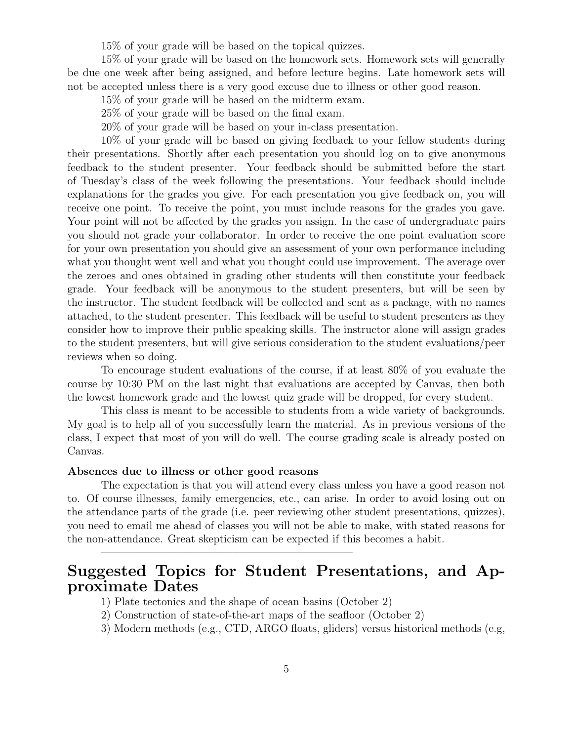15% of your grade will be based on the topical quizzes.

15% of your grade will be based on the homework sets. Homework sets will generally be due one week after being assigned, and before lecture begins. Late homework sets will not be accepted unless there is a very good excuse due to illness or other good reason.

15% of your grade will be based on the midterm exam.

25% of your grade will be based on the final exam.

20% of your grade will be based on your in-class presentation.

10% of your grade will be based on giving feedback to your fellow students during their presentations. Shortly after each presentation you should log on to give anonymous feedback to the student presenter. Your feedback should be submitted before the start of Tuesday's class of the week following the presentations. Your feedback should include explanations for the grades you give. For each presentation you give feedback on, you will receive one point. To receive the point, you must include reasons for the grades you gave. Your point will not be affected by the grades you assign. In the case of undergraduate pairs you should not grade your collaborator. In order to receive the one point evaluation score for your own presentation you should give an assessment of your own performance including what you thought went well and what you thought could use improvement. The average over the zeroes and ones obtained in grading other students will then constitute your feedback grade. Your feedback will be anonymous to the student presenters, but will be seen by the instructor. The student feedback will be collected and sent as a package, with no names attached, to the student presenter. This feedback will be useful to student presenters as they consider how to improve their public speaking skills. The instructor alone will assign grades to the student presenters, but will give serious consideration to the student evaluations/peer reviews when so doing.

To encourage student evaluations of the course, if at least 80% of you evaluate the course by 10:30 PM on the last night that evaluations are accepted by Canvas, then both the lowest homework grade and the lowest quiz grade will be dropped, for every student.

This class is meant to be accessible to students from a wide variety of backgrounds. My goal is to help all of you successfully learn the material. As in previous versions of the class, I expect that most of you will do well. The course grading scale is already posted on Canvas.

**Absences due to illness or other good reasons**

The expectation is that you will attend every class unless you have a good reason not to. Of course illnesses, family emergencies, etc., can arise. In order to avoid losing out on the attendance parts of the grade (i.e. peer reviewing other student presentations, quizzes), you need to email me ahead of classes you will not be able to make, with stated reasons for the non-attendance. Great skepticism can be expected if this becomes a habit.

---

# Suggested Topics for Student Presentations, and Approximate Dates

1) Plate tectonics and the shape of ocean basins (October 2)

2) Construction of state-of-the-art maps of the seafloor (October 2)

3) Modern methods (e.g., CTD, ARGO floats, gliders) versus historical methods (e.g,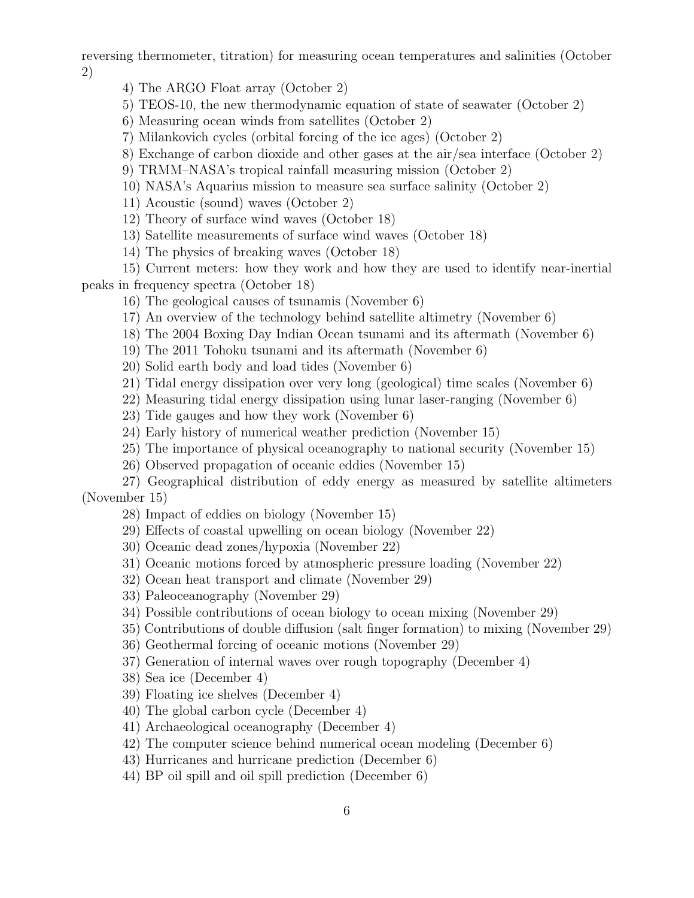reversing thermometer, titration) for measuring ocean temperatures and salinities (October 2)

4) The ARGO Float array (October 2)

5) TEOS-10, the new thermodynamic equation of state of seawater (October 2)

6) Measuring ocean winds from satellites (October 2)

7) Milankovich cycles (orbital forcing of the ice ages) (October 2)

8) Exchange of carbon dioxide and other gases at the air/sea interface (October 2)

9) TRMM–NASA's tropical rainfall measuring mission (October 2)

10) NASA's Aquarius mission to measure sea surface salinity (October 2)

11) Acoustic (sound) waves (October 2)

12) Theory of surface wind waves (October 18)

13) Satellite measurements of surface wind waves (October 18)

14) The physics of breaking waves (October 18)

15) Current meters: how they work and how they are used to identify near-inertial peaks in frequency spectra (October 18)

16) The geological causes of tsunamis (November 6)

17) An overview of the technology behind satellite altimetry (November 6)

18) The 2004 Boxing Day Indian Ocean tsunami and its aftermath (November 6)

19) The 2011 Tohoku tsunami and its aftermath (November 6)

20) Solid earth body and load tides (November 6)

21) Tidal energy dissipation over very long (geological) time scales (November 6)

22) Measuring tidal energy dissipation using lunar laser-ranging (November 6)

23) Tide gauges and how they work (November 6)

24) Early history of numerical weather prediction (November 15)

25) The importance of physical oceanography to national security (November 15)

26) Observed propagation of oceanic eddies (November 15)

27) Geographical distribution of eddy energy as measured by satellite altimeters (November 15)

28) Impact of eddies on biology (November 15)

29) Effects of coastal upwelling on ocean biology (November 22)

30) Oceanic dead zones/hypoxia (November 22)

31) Oceanic motions forced by atmospheric pressure loading (November 22)

32) Ocean heat transport and climate (November 29)

33) Paleoceanography (November 29)

34) Possible contributions of ocean biology to ocean mixing (November 29)

35) Contributions of double diffusion (salt finger formation) to mixing (November 29)

36) Geothermal forcing of oceanic motions (November 29)

37) Generation of internal waves over rough topography (December 4)

38) Sea ice (December 4)

39) Floating ice shelves (December 4)

40) The global carbon cycle (December 4)

41) Archaeological oceanography (December 4)

42) The computer science behind numerical ocean modeling (December 6)

43) Hurricanes and hurricane prediction (December 6)

44) BP oil spill and oil spill prediction (December 6)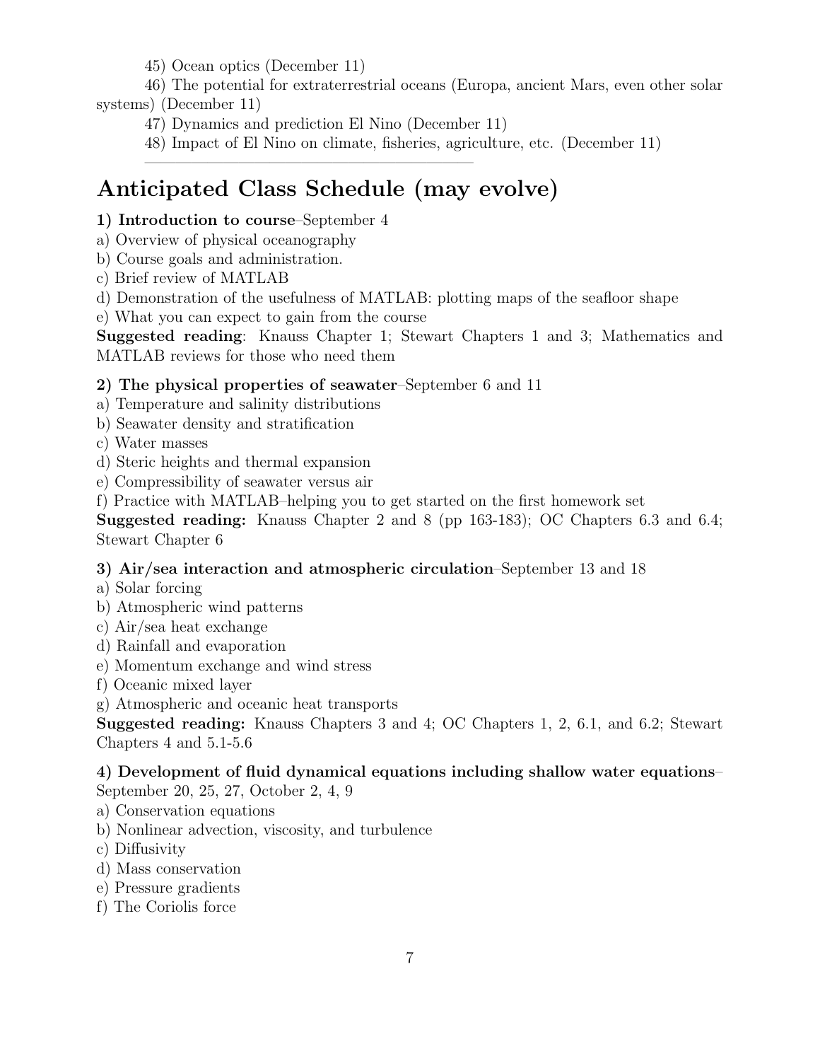45) Ocean optics (December 11)

46) The potential for extraterrestrial oceans (Europa, ancient Mars, even other solar systems) (December 11)

47) Dynamics and prediction El Nino (December 11)

48) Impact of El Nino on climate, fisheries, agriculture, etc. (December 11)

---

# Anticipated Class Schedule (may evolve)

**1) Introduction to course**–September 4

a) Overview of physical oceanography
b) Course goals and administration.
c) Brief review of MATLAB
d) Demonstration of the usefulness of MATLAB: plotting maps of the seafloor shape
e) What you can expect to gain from the course

**Suggested reading**: Knauss Chapter 1; Stewart Chapters 1 and 3; Mathematics and MATLAB reviews for those who need them

**2) The physical properties of seawater**–September 6 and 11

a) Temperature and salinity distributions
b) Seawater density and stratification
c) Water masses
d) Steric heights and thermal expansion
e) Compressibility of seawater versus air
f) Practice with MATLAB–helping you to get started on the first homework set

**Suggested reading:** Knauss Chapter 2 and 8 (pp 163-183); OC Chapters 6.3 and 6.4; Stewart Chapter 6

**3) Air/sea interaction and atmospheric circulation**–September 13 and 18

a) Solar forcing
b) Atmospheric wind patterns
c) Air/sea heat exchange
d) Rainfall and evaporation
e) Momentum exchange and wind stress
f) Oceanic mixed layer
g) Atmospheric and oceanic heat transports

**Suggested reading:** Knauss Chapters 3 and 4; OC Chapters 1, 2, 6.1, and 6.2; Stewart Chapters 4 and 5.1-5.6

**4) Development of fluid dynamical equations including shallow water equations**–September 20, 25, 27, October 2, 4, 9

a) Conservation equations
b) Nonlinear advection, viscosity, and turbulence
c) Diffusivity
d) Mass conservation
e) Pressure gradients
f) The Coriolis force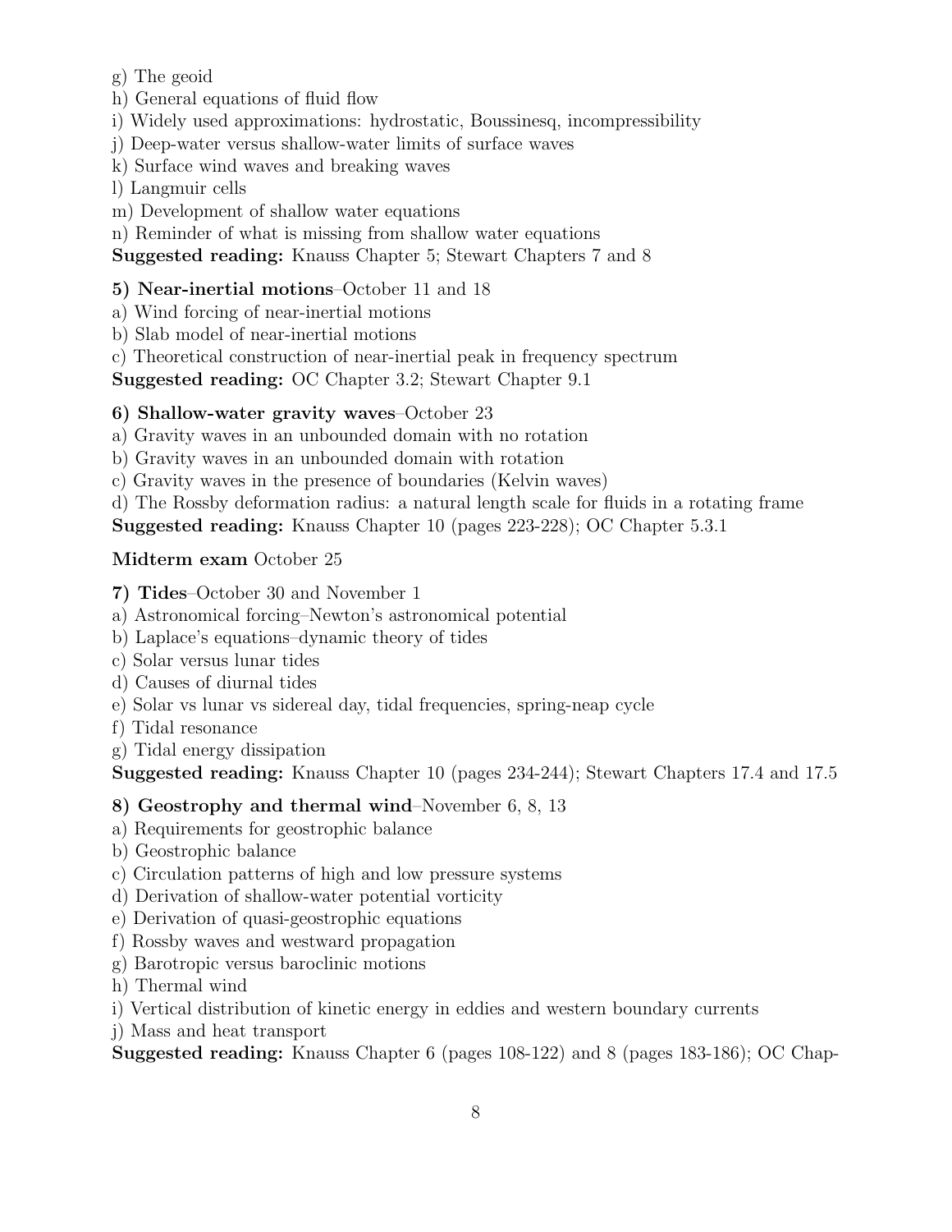g) The geoid
h) General equations of fluid flow
i) Widely used approximations: hydrostatic, Boussinesq, incompressibility
j) Deep-water versus shallow-water limits of surface waves
k) Surface wind waves and breaking waves
l) Langmuir cells
m) Development of shallow water equations
n) Reminder of what is missing from shallow water equations
**Suggested reading:** Knauss Chapter 5; Stewart Chapters 7 and 8

**5) Near-inertial motions**–October 11 and 18
a) Wind forcing of near-inertial motions
b) Slab model of near-inertial motions
c) Theoretical construction of near-inertial peak in frequency spectrum
**Suggested reading:** OC Chapter 3.2; Stewart Chapter 9.1

**6) Shallow-water gravity waves**–October 23
a) Gravity waves in an unbounded domain with no rotation
b) Gravity waves in an unbounded domain with rotation
c) Gravity waves in the presence of boundaries (Kelvin waves)
d) The Rossby deformation radius: a natural length scale for fluids in a rotating frame
**Suggested reading:** Knauss Chapter 10 (pages 223-228); OC Chapter 5.3.1

**Midterm exam** October 25

**7) Tides**–October 30 and November 1
a) Astronomical forcing–Newton's astronomical potential
b) Laplace's equations–dynamic theory of tides
c) Solar versus lunar tides
d) Causes of diurnal tides
e) Solar vs lunar vs sidereal day, tidal frequencies, spring-neap cycle
f) Tidal resonance
g) Tidal energy dissipation
**Suggested reading:** Knauss Chapter 10 (pages 234-244); Stewart Chapters 17.4 and 17.5

**8) Geostrophy and thermal wind**–November 6, 8, 13
a) Requirements for geostrophic balance
b) Geostrophic balance
c) Circulation patterns of high and low pressure systems
d) Derivation of shallow-water potential vorticity
e) Derivation of quasi-geostrophic equations
f) Rossby waves and westward propagation
g) Barotropic versus baroclinic motions
h) Thermal wind
i) Vertical distribution of kinetic energy in eddies and western boundary currents
j) Mass and heat transport
**Suggested reading:** Knauss Chapter 6 (pages 108-122) and 8 (pages 183-186); OC Chap-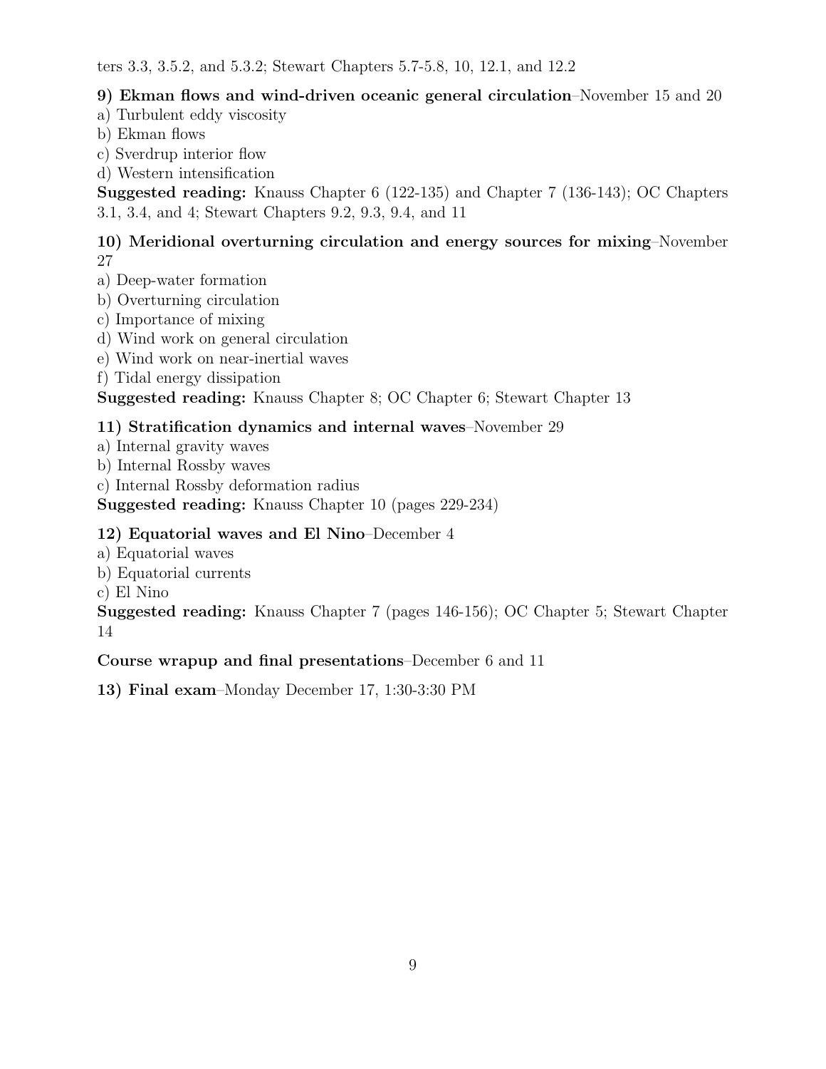ters 3.3, 3.5.2, and 5.3.2; Stewart Chapters 5.7-5.8, 10, 12.1, and 12.2

**9) Ekman flows and wind-driven oceanic general circulation**–November 15 and 20

a) Turbulent eddy viscosity
b) Ekman flows
c) Sverdrup interior flow
d) Western intensification

**Suggested reading:** Knauss Chapter 6 (122-135) and Chapter 7 (136-143); OC Chapters 3.1, 3.4, and 4; Stewart Chapters 9.2, 9.3, 9.4, and 11

**10) Meridional overturning circulation and energy sources for mixing**–November 27

a) Deep-water formation
b) Overturning circulation
c) Importance of mixing
d) Wind work on general circulation
e) Wind work on near-inertial waves
f) Tidal energy dissipation

**Suggested reading:** Knauss Chapter 8; OC Chapter 6; Stewart Chapter 13

**11) Stratification dynamics and internal waves**–November 29

a) Internal gravity waves
b) Internal Rossby waves
c) Internal Rossby deformation radius

**Suggested reading:** Knauss Chapter 10 (pages 229-234)

**12) Equatorial waves and El Nino**–December 4

a) Equatorial waves
b) Equatorial currents
c) El Nino

**Suggested reading:** Knauss Chapter 7 (pages 146-156); OC Chapter 5; Stewart Chapter 14

**Course wrapup and final presentations**–December 6 and 11

**13) Final exam**–Monday December 17, 1:30-3:30 PM